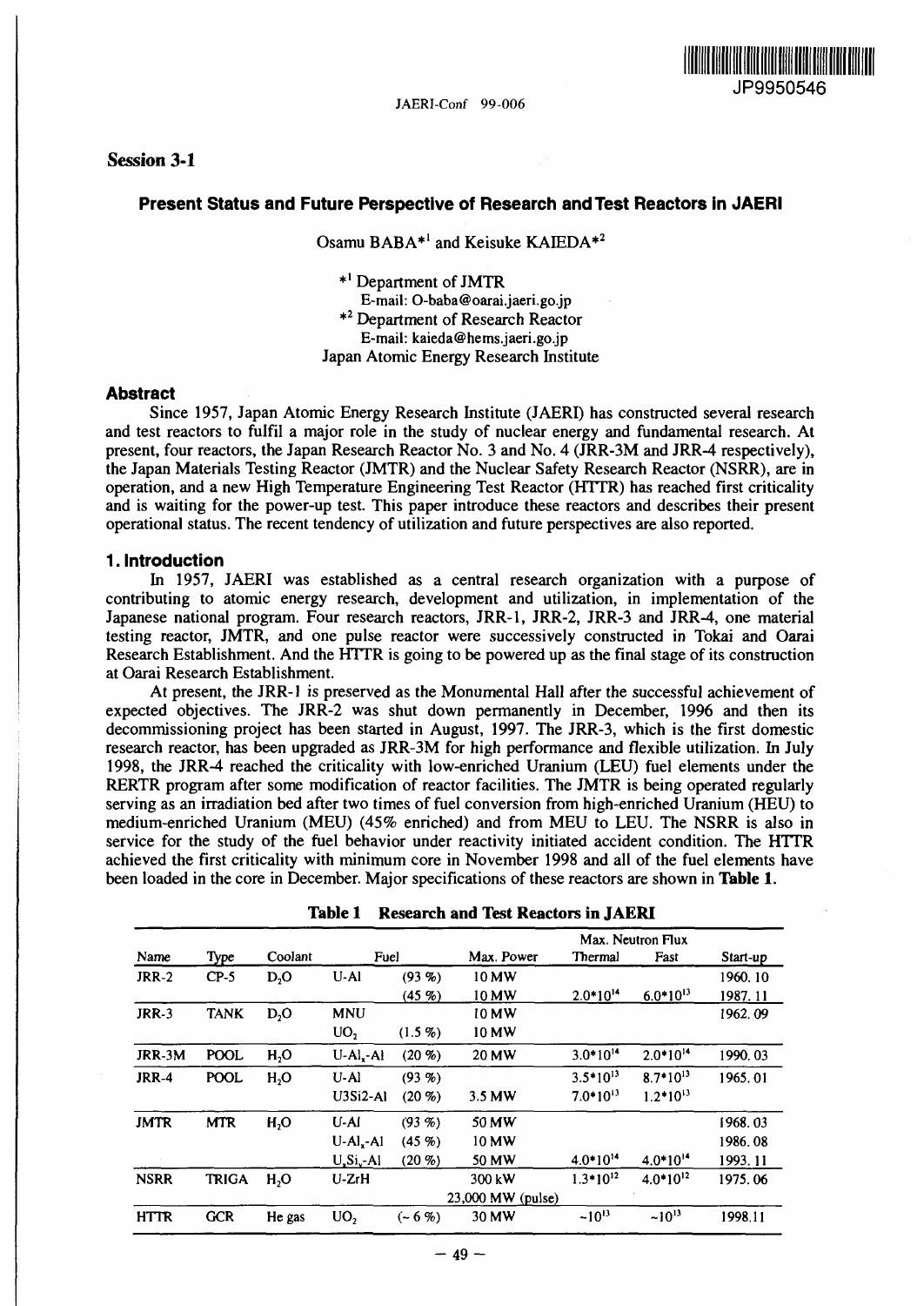## Session 3-1

# Present Status and Future Perspective of Research and Test Reactors in JAERI

Osamu BABA*[1] and Keisuke KAIEDA*[2]

*[1] Department of JMTR
E-mail: O-baba@oarai.jaeri.go.jp
*[2] Department of Research Reactor
E-mail: kaieda@hems.jaeri.go.jp
Japan Atomic Energy Research Institute

### Abstract

Since 1957, Japan Atomic Energy Research Institute (JAERI) has constructed several research and test reactors to fulfil a major role in the study of nuclear energy and fundamental research. At present, four reactors, the Japan Research Reactor No. 3 and No. 4 (JRR-3M and JRR-4 respectively), the Japan Materials Testing Reactor (JMTR) and the Nuclear Safety Research Reactor (NSRR), are in operation, and a new High Temperature Engineering Test Reactor (HTTR) has reached first criticality and is waiting for the power-up test. This paper introduce these reactors and describes their present operational status. The recent tendency of utilization and future perspectives are also reported.

### 1. Introduction

In 1957, JAERI was established as a central research organization with a purpose of contributing to atomic energy research, development and utilization, in implementation of the Japanese national program. Four research reactors, JRR-1, JRR-2, JRR-3 and JRR-4, one material testing reactor, JMTR, and one pulse reactor were successively constructed in Tokai and Oarai Research Establishment. And the HTTR is going to be powered up as the final stage of its construction at Oarai Research Establishment.

At present, the JRR-1 is preserved as the Monumental Hall after the successful achievement of expected objectives. The JRR-2 was shut down permanently in December, 1996 and then its decommissioning project has been started in August, 1997. The JRR-3, which is the first domestic research reactor, has been upgraded as JRR-3M for high performance and flexible utilization. In July 1998, the JRR-4 reached the criticality with low-enriched Uranium (LEU) fuel elements under the RERTR program after some modification of reactor facilities. The JMTR is being operated regularly serving as an irradiation bed after two times of fuel conversion from high-enriched Uranium (HEU) to medium-enriched Uranium (MEU) (45% enriched) and from MEU to LEU. The NSRR is also in service for the study of the fuel behavior under reactivity initiated accident condition. The HTTR achieved the first criticality with minimum core in November 1998 and all of the fuel elements have been loaded in the core in December. Major specifications of these reactors are shown in **Table 1**.

**Table 1 Research and Test Reactors in JAERI**

| Name | Type | Coolant | Fuel | | Max. Power | Max. Neutron Flux | | Start-up |
|---|---|---|---|---|---|---|---|---|
| | | | | | | Thermal | Fast | |
| JRR-2 | CP-5 | $D_2O$ | U-Al | (93 %) | 10 MW | | | 1960. 10 |
| | | | | (45 %) | 10 MW | $2.0*10^{14}$ | $6.0*10^{13}$ | 1987. 11 |
| JRR-3 | TANK | $D_2O$ | MNU | | 10 MW | | | 1962. 09 |
| | | | $UO_2$ | (1.5 %) | 10 MW | | | |
| JRR-3M | POOL | $H_2O$ | $U\text{-}Al_x\text{-}Al$ | (20 %) | 20 MW | $3.0*10^{14}$ | $2.0*10^{14}$ | 1990. 03 |
| JRR-4 | POOL | $H_2O$ | U-Al | (93 %) | | $3.5*10^{13}$ | $8.7*10^{13}$ | 1965. 01 |
| | | | U3Si2-Al | (20 %) | 3.5 MW | $7.0*10^{13}$ | $1.2*10^{13}$ | |
| JMTR | MTR | $H_2O$ | U-Al | (93 %) | 50 MW | | | 1968. 03 |
| | | | $U\text{-}Al_x\text{-}Al$ | (45 %) | 10 MW | | | 1986. 08 |
| | | | $U_3Si_x\text{-}Al$ | (20 %) | 50 MW | $4.0*10^{14}$ | $4.0*10^{14}$ | 1993. 11 |
| NSRR | TRIGA | $H_2O$ | U-ZrH | | 300 kW | $1.3*10^{12}$ | $4.0*10^{12}$ | 1975. 06 |
| | | | | | 23,000 MW (pulse) | | | |
| HTTR | GCR | He gas | $UO_2$ | (~ 6 %) | 30 MW | $\sim 10^{13}$ | $\sim 10^{13}$ | 1998.11 |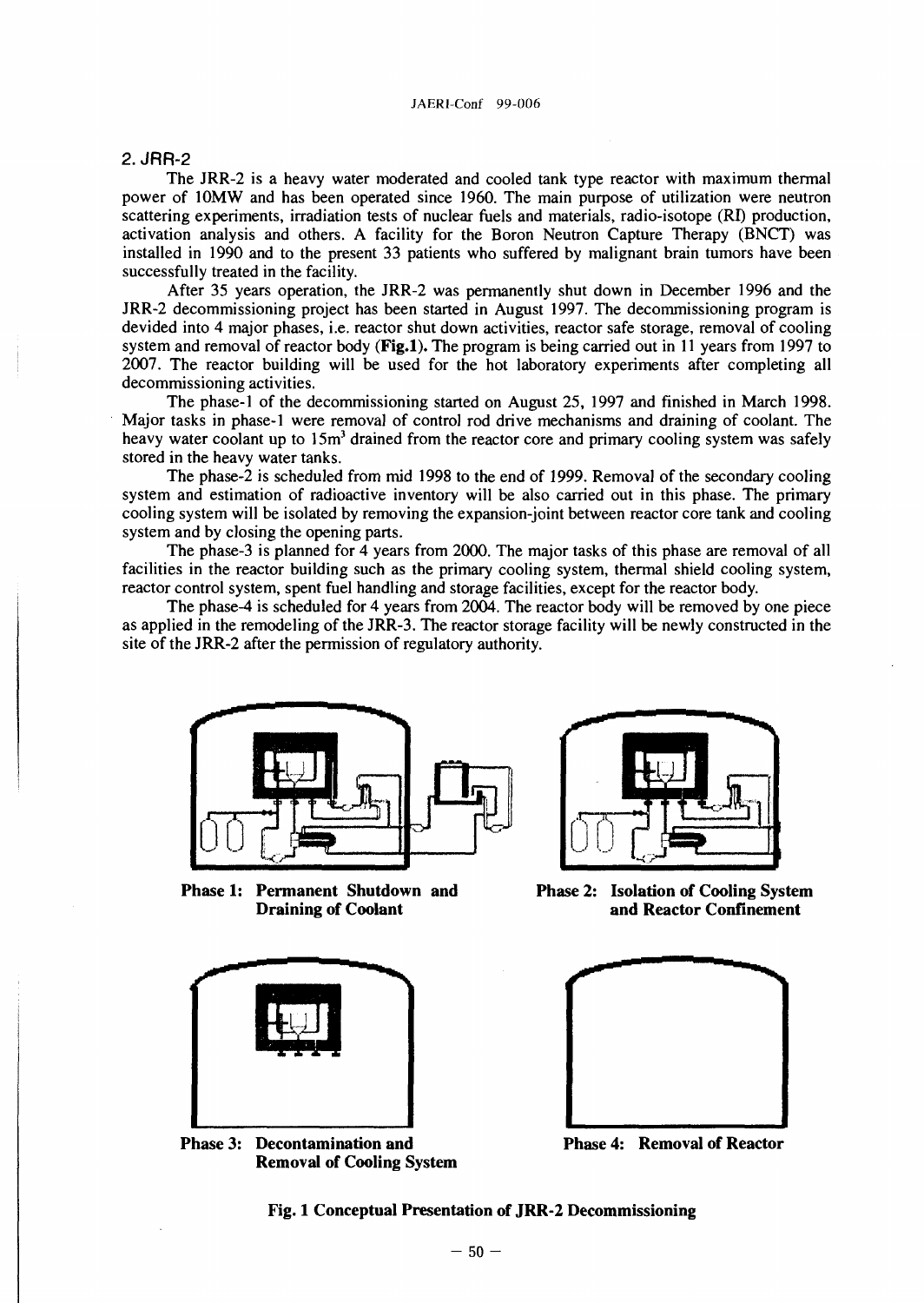## 2. JRR-2

The JRR-2 is a heavy water moderated and cooled tank type reactor with maximum thermal power of 10MW and has been operated since 1960. The main purpose of utilization were neutron scattering experiments, irradiation tests of nuclear fuels and materials, radio-isotope (RI) production, activation analysis and others. A facility for the Boron Neutron Capture Therapy (BNCT) was installed in 1990 and to the present 33 patients who suffered by malignant brain tumors have been successfully treated in the facility.

After 35 years operation, the JRR-2 was permanently shut down in December 1996 and the JRR-2 decommissioning project has been started in August 1997. The decommissioning program is devided into 4 major phases, i.e. reactor shut down activities, reactor safe storage, removal of cooling system and removal of reactor body (**Fig.1**). The program is being carried out in 11 years from 1997 to 2007. The reactor building will be used for the hot laboratory experiments after completing all decommissioning activities.

The phase-1 of the decommissioning started on August 25, 1997 and finished in March 1998. Major tasks in phase-1 were removal of control rod drive mechanisms and draining of coolant. The heavy water coolant up to 15m$^3$ drained from the reactor core and primary cooling system was safely stored in the heavy water tanks.

The phase-2 is scheduled from mid 1998 to the end of 1999. Removal of the secondary cooling system and estimation of radioactive inventory will be also carried out in this phase. The primary cooling system will be isolated by removing the expansion-joint between reactor core tank and cooling system and by closing the opening parts.

The phase-3 is planned for 4 years from 2000. The major tasks of this phase are removal of all facilities in the reactor building such as the primary cooling system, thermal shield cooling system, reactor control system, spent fuel handling and storage facilities, except for the reactor body.

The phase-4 is scheduled for 4 years from 2004. The reactor body will be removed by one piece as applied in the remodeling of the JRR-3. The reactor storage facility will be newly constructed in the site of the JRR-2 after the permission of regulatory authority.

**Phase 1: Permanent Shutdown and Draining of Coolant**

**Phase 2: Isolation of Cooling System and Reactor Confinement**

**Phase 3: Decontamination and Removal of Cooling System**

**Phase 4: Removal of Reactor**

**Fig. 1 Conceptual Presentation of JRR-2 Decommissioning**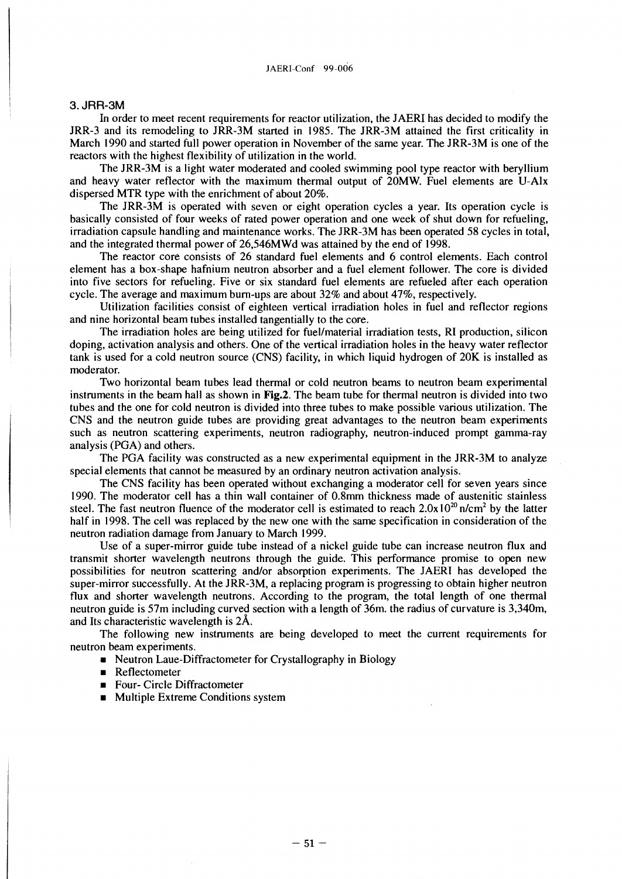## 3. JRR-3M

In order to meet recent requirements for reactor utilization, the JAERI has decided to modify the JRR-3 and its remodeling to JRR-3M started in 1985. The JRR-3M attained the first criticality in March 1990 and started full power operation in November of the same year. The JRR-3M is one of the reactors with the highest flexibility of utilization in the world.

The JRR-3M is a light water moderated and cooled swimming pool type reactor with beryllium and heavy water reflector with the maximum thermal output of 20MW. Fuel elements are U-Alx dispersed MTR type with the enrichment of about 20%.

The JRR-3M is operated with seven or eight operation cycles a year. Its operation cycle is basically consisted of four weeks of rated power operation and one week of shut down for refueling, irradiation capsule handling and maintenance works. The JRR-3M has been operated 58 cycles in total, and the integrated thermal power of 26,546MWd was attained by the end of 1998.

The reactor core consists of 26 standard fuel elements and 6 control elements. Each control element has a box-shape hafnium neutron absorber and a fuel element follower. The core is divided into five sectors for refueling. Five or six standard fuel elements are refueled after each operation cycle. The average and maximum burn-ups are about 32% and about 47%, respectively.

Utilization facilities consist of eighteen vertical irradiation holes in fuel and reflector regions and nine horizontal beam tubes installed tangentially to the core.

The irradiation holes are being utilized for fuel/material irradiation tests, RI production, silicon doping, activation analysis and others. One of the vertical irradiation holes in the heavy water reflector tank is used for a cold neutron source (CNS) facility, in which liquid hydrogen of 20K is installed as moderator.

Two horizontal beam tubes lead thermal or cold neutron beams to neutron beam experimental instruments in the beam hall as shown in **Fig.2**. The beam tube for thermal neutron is divided into two tubes and the one for cold neutron is divided into three tubes to make possible various utilization. The CNS and the neutron guide tubes are providing great advantages to the neutron beam experiments such as neutron scattering experiments, neutron radiography, neutron-induced prompt gamma-ray analysis (PGA) and others.

The PGA facility was constructed as a new experimental equipment in the JRR-3M to analyze special elements that cannot be measured by an ordinary neutron activation analysis.

The CNS facility has been operated without exchanging a moderator cell for seven years since 1990. The moderator cell has a thin wall container of 0.8mm thickness made of austenitic stainless steel. The fast neutron fluence of the moderator cell is estimated to reach $2.0\times10^{20}$ n/cm$^2$ by the latter half in 1998. The cell was replaced by the new one with the same specification in consideration of the neutron radiation damage from January to March 1999.

Use of a super-mirror guide tube instead of a nickel guide tube can increase neutron flux and transmit shorter wavelength neutrons through the guide. This performance promise to open new possibilities for neutron scattering and/or absorption experiments. The JAERI has developed the super-mirror successfully. At the JRR-3M, a replacing program is progressing to obtain higher neutron flux and shorter wavelength neutrons. According to the program, the total length of one thermal neutron guide is 57m including curved section with a length of 36m. the radius of curvature is 3,340m, and Its characteristic wavelength is 2Å.

The following new instruments are being developed to meet the current requirements for neutron beam experiments.

- Neutron Laue-Diffractometer for Crystallography in Biology
- Reflectometer
- Four- Circle Diffractometer
- Multiple Extreme Conditions system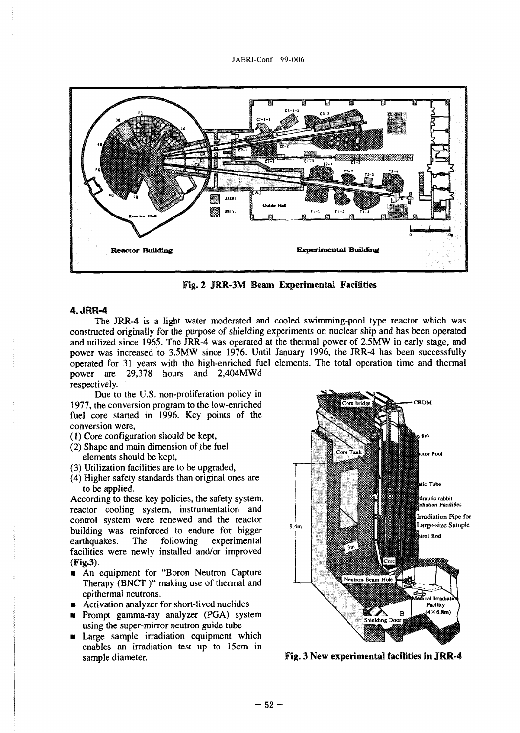Fig. 2 JRR-3M Beam Experimental Facilities

## 4. JRR-4

The JRR-4 is a light water moderated and cooled swimming-pool type reactor which was constructed originally for the purpose of shielding experiments on nuclear ship and has been operated and utilized since 1965. The JRR-4 was operated at the thermal power of 2.5MW in early stage, and power was increased to 3.5MW since 1976. Until January 1996, the JRR-4 has been successfully operated for 31 years with the high-enriched fuel elements. The total operation time and thermal power are 29,378 hours and 2,404MWd respectively.

Due to the U.S. non-proliferation policy in 1977, the conversion program to the low-enriched fuel core started in 1996. Key points of the conversion were,

(1) Core configuration should be kept,
(2) Shape and main dimension of the fuel elements should be kept,
(3) Utilization facilities are to be upgraded,
(4) Higher safety standards than original ones are to be applied.

According to these key policies, the safety system, reactor cooling system, instrumentation and control system were renewed and the reactor building was reinforced to endure for bigger earthquakes. The following experimental facilities were newly installed and/or improved (**Fig.3**).

- An equipment for "Boron Neutron Capture Therapy (BNCT )" making use of thermal and epithermal neutrons.
- Activation analyzer for short-lived nuclides
- Prompt gamma-ray analyzer (PGA) system using the super-mirror neutron guide tube
- Large sample irradiation equipment which enables an irradiation test up to 15cm in sample diameter.

Fig. 3 New experimental facilities in JRR-4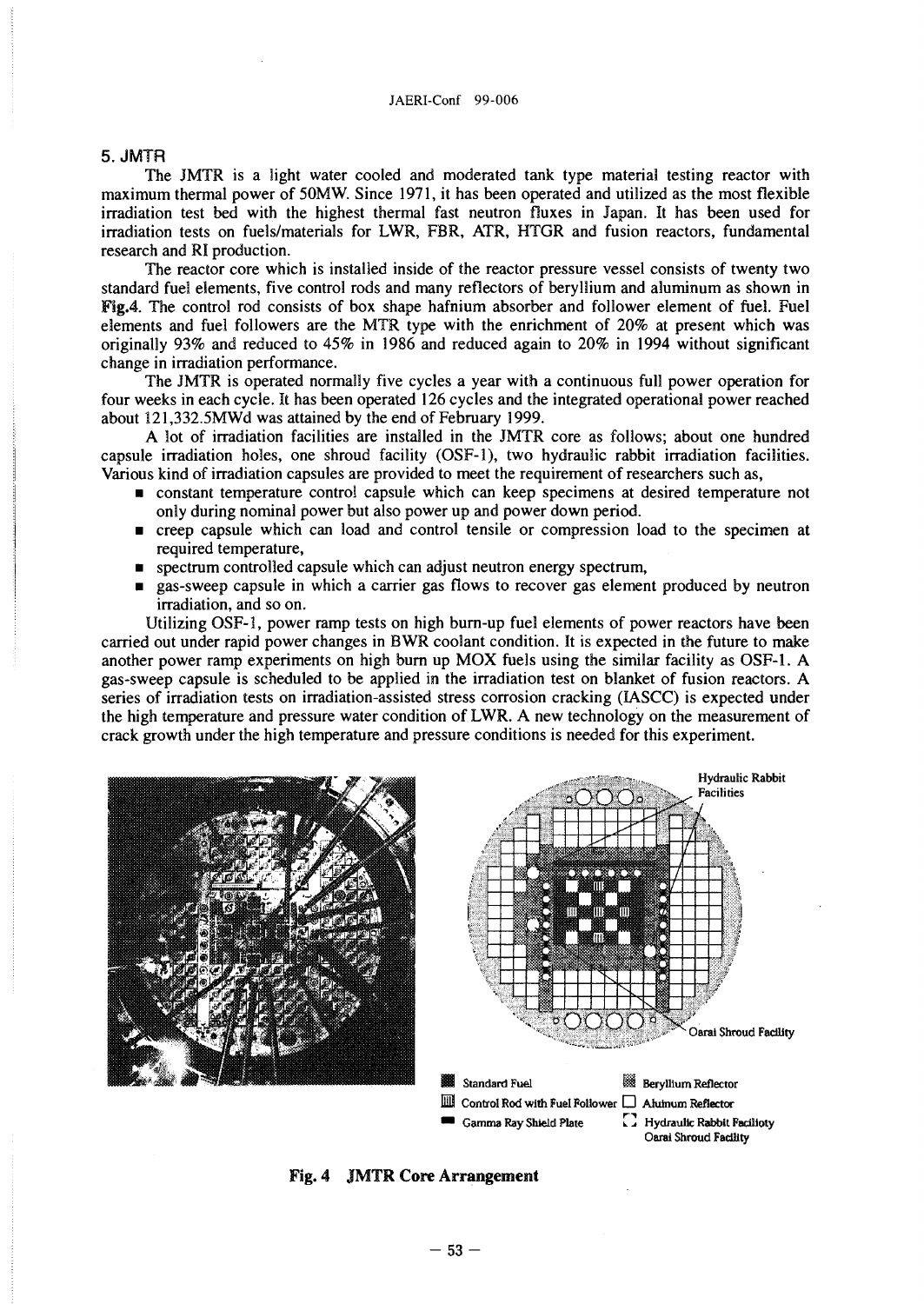## 5. JMTR

The JMTR is a light water cooled and moderated tank type material testing reactor with maximum thermal power of 50MW. Since 1971, it has been operated and utilized as the most flexible irradiation test bed with the highest thermal fast neutron fluxes in Japan. It has been used for irradiation tests on fuels/materials for LWR, FBR, ATR, HTGR and fusion reactors, fundamental research and RI production.

The reactor core which is installed inside of the reactor pressure vessel consists of twenty two standard fuel elements, five control rods and many reflectors of beryllium and aluminum as shown in Fig.4. The control rod consists of box shape hafnium absorber and follower element of fuel. Fuel elements and fuel followers are the MTR type with the enrichment of 20% at present which was originally 93% and reduced to 45% in 1986 and reduced again to 20% in 1994 without significant change in irradiation performance.

The JMTR is operated normally five cycles a year with a continuous full power operation for four weeks in each cycle. It has been operated 126 cycles and the integrated operational power reached about 121,332.5MWd was attained by the end of February 1999.

A lot of irradiation facilities are installed in the JMTR core as follows; about one hundred capsule irradiation holes, one shroud facility (OSF-1), two hydraulic rabbit irradiation facilities. Various kind of irradiation capsules are provided to meet the requirement of researchers such as,

- constant temperature control capsule which can keep specimens at desired temperature not only during nominal power but also power up and power down period.
- creep capsule which can load and control tensile or compression load to the specimen at required temperature,
- spectrum controlled capsule which can adjust neutron energy spectrum,
- gas-sweep capsule in which a carrier gas flows to recover gas element produced by neutron irradiation, and so on.

Utilizing OSF-1, power ramp tests on high burn-up fuel elements of power reactors have been carried out under rapid power changes in BWR coolant condition. It is expected in the future to make another power ramp experiments on high burn up MOX fuels using the similar facility as OSF-1. A gas-sweep capsule is scheduled to be applied in the irradiation test on blanket of fusion reactors. A series of irradiation tests on irradiation-assisted stress corrosion cracking (IASCC) is expected under the high temperature and pressure water condition of LWR. A new technology on the measurement of crack growth under the high temperature and pressure conditions is needed for this experiment.

Hydraulic Rabbit Facilities

Oarai Shroud Facility

Standard Fuel | Beryllium Reflector | Control Rod with Fuel Follower | Aluminum Reflector | Gamma Ray Shield Plate | Hydraulic Rabbit Facilioty Oarai Shroud Facility

**Fig. 4 JMTR Core Arrangement**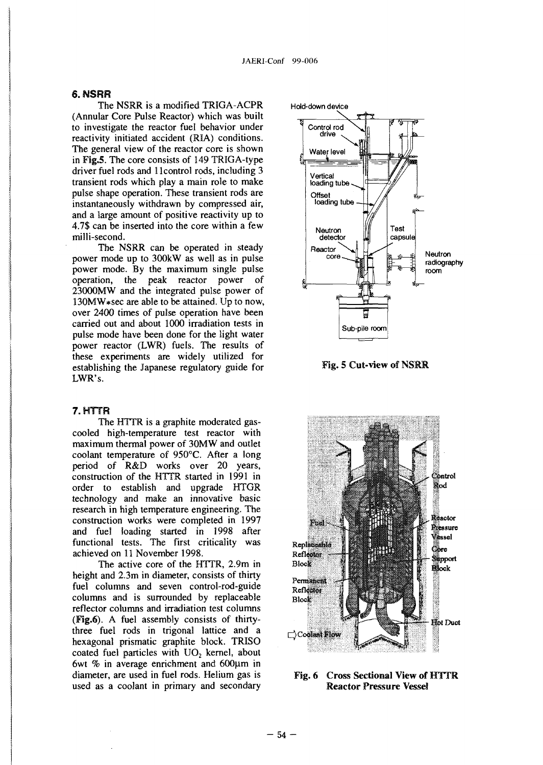## 6. NSRR

The NSRR is a modified TRIGA-ACPR (Annular Core Pulse Reactor) which was built to investigate the reactor fuel behavior under reactivity initiated accident (RIA) conditions. The general view of the reactor core is shown in **Fig.5**. The core consists of 149 TRIGA-type driver fuel rods and 11control rods, including 3 transient rods which play a main role to make pulse shape operation. These transient rods are instantaneously withdrawn by compressed air, and a large amount of positive reactivity up to 4.7$ can be inserted into the core within a few milli-second.

The NSRR can be operated in steady power mode up to 300kW as well as in pulse power mode. By the maximum single pulse operation, the peak reactor power of 23000MW and the integrated pulse power of 130MW*sec are able to be attained. Up to now, over 2400 times of pulse operation have been carried out and about 1000 irradiation tests in pulse mode have been done for the light water power reactor (LWR) fuels. The results of these experiments are widely utilized for establishing the Japanese regulatory guide for LWR's.

**Fig. 5 Cut-view of NSRR**

## 7. HTTR

The HTTR is a graphite moderated gas-cooled high-temperature test reactor with maximum thermal power of 30MW and outlet coolant temperature of 950°C. After a long period of R&D works over 20 years, construction of the HTTR started in 1991 in order to establish and upgrade HTGR technology and make an innovative basic research in high temperature engineering. The construction works were completed in 1997 and fuel loading started in 1998 after functional tests. The first criticality was achieved on 11 November 1998.

The active core of the HTTR, 2.9m in height and 2.3m in diameter, consists of thirty fuel columns and seven control-rod-guide columns and is surrounded by replaceable reflector columns and irradiation test columns (**Fig.6**). A fuel assembly consists of thirty-three fuel rods in trigonal lattice and a hexagonal prismatic graphite block. TRISO coated fuel particles with $UO_2$ kernel, about 6wt % in average enrichment and 600μm in diameter, are used in fuel rods. Helium gas is used as a coolant in primary and secondary

**Fig. 6 Cross Sectional View of HTTR Reactor Pressure Vessel**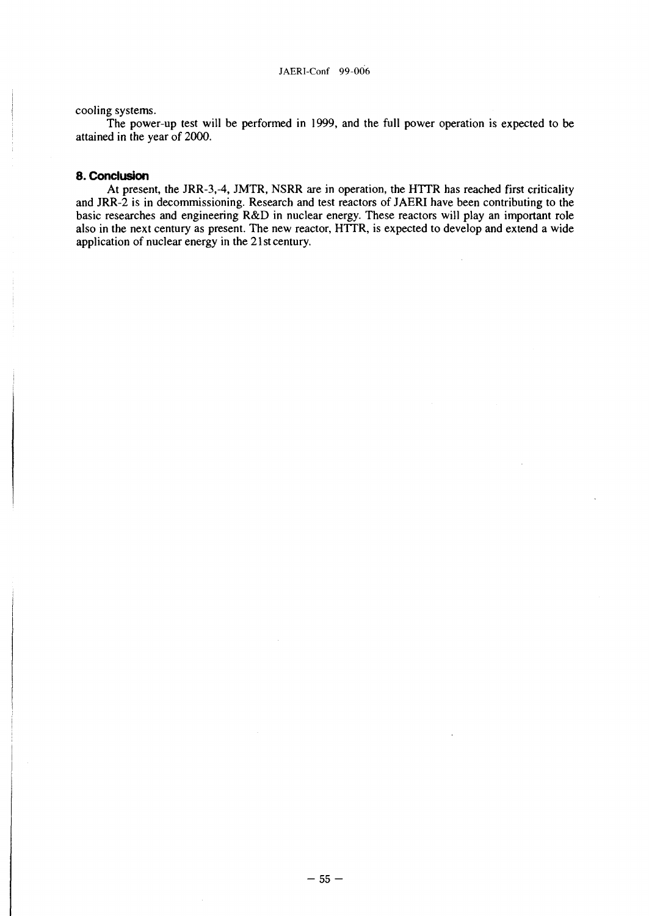cooling systems.

The power-up test will be performed in 1999, and the full power operation is expected to be attained in the year of 2000.

## 8. Conclusion

At present, the JRR-3,-4, JMTR, NSRR are in operation, the HTTR has reached first criticality and JRR-2 is in decommissioning. Research and test reactors of JAERI have been contributing to the basic researches and engineering R&D in nuclear energy. These reactors will play an important role also in the next century as present. The new reactor, HTTR, is expected to develop and extend a wide application of nuclear energy in the 21st century.